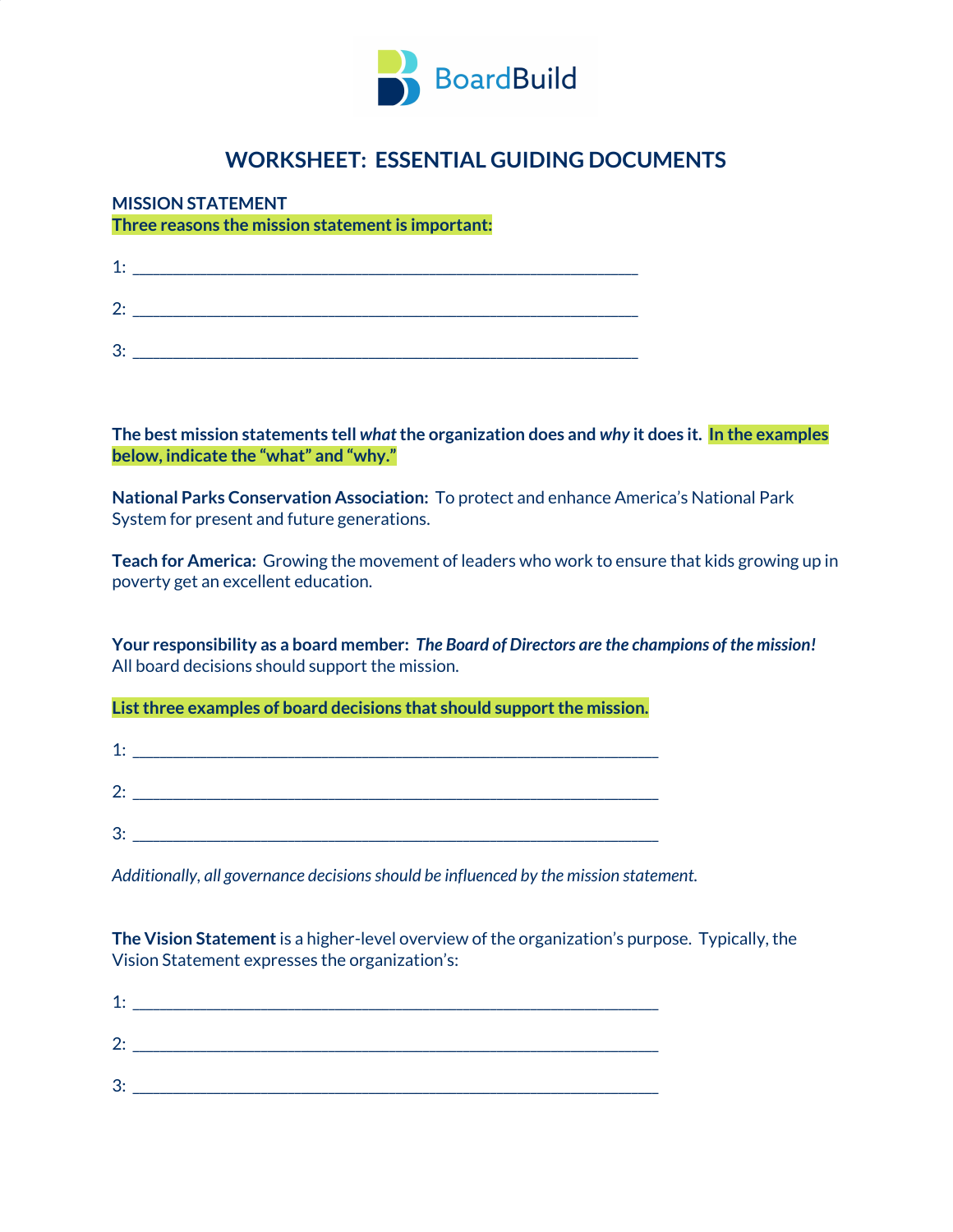BoardBuild

# WORKSHEET: ESSENTIAL GUIDING DOCUMENTS

## MISSION STATEMENT

**Three reasons the mission statement is important:**

1: ____________________________________________________________

2: ____________________________________________________________

3: ____________________________________________________________

**The best mission statements tell *what* the organization does and *why* it does it. In the examples below, indicate the "what" and "why."**

**National Parks Conservation Association:** To protect and enhance America's National Park System for present and future generations.

**Teach for America:** Growing the movement of leaders who work to ensure that kids growing up in poverty get an excellent education.

**Your responsibility as a board member:** ***The Board of Directors are the champions of the mission!*** All board decisions should support the mission.

**List three examples of board decisions that should support the mission.**

1: ______________________________________________________________

2: ______________________________________________________________

3: ______________________________________________________________

*Additionally, all governance decisions should be influenced by the mission statement.*

**The Vision Statement** is a higher-level overview of the organization's purpose. Typically, the Vision Statement expresses the organization's:

1: ______________________________________________________________

2: ______________________________________________________________

3: ______________________________________________________________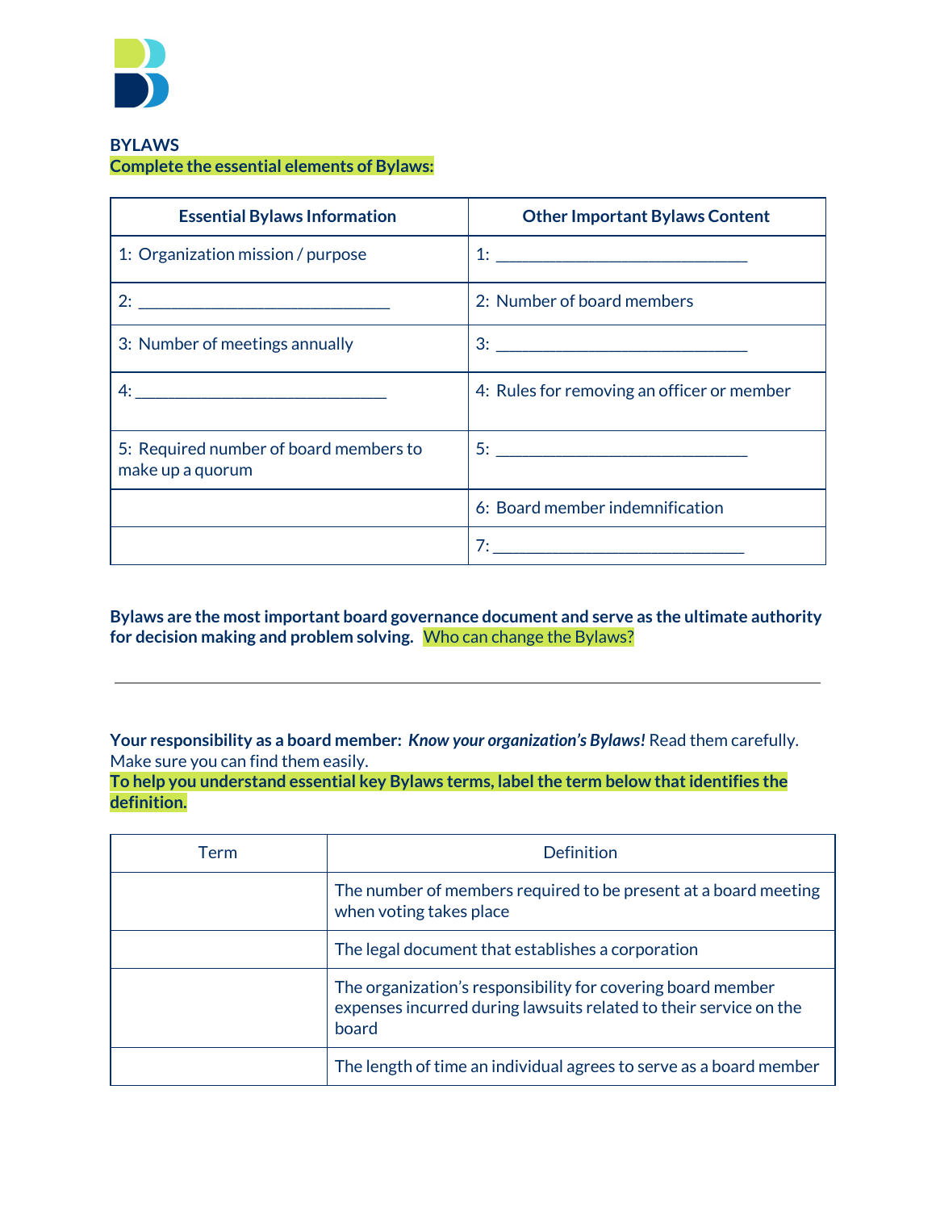## BYLAWS

**Complete the essential elements of Bylaws:**

| Essential Bylaws Information | Other Important Bylaws Content |
|---|---|
| 1: Organization mission / purpose | 1: ______________________________ |
| 2: ______________________________ | 2: Number of board members |
| 3: Number of meetings annually | 3: ______________________________ |
| 4: ______________________________ | 4: Rules for removing an officer or member |
| 5: Required number of board members to make up a quorum | 5: ______________________________ |
| | 6: Board member indemnification |
| | 7: ______________________________ |

**Bylaws are the most important board governance document and serve as the ultimate authority for decision making and problem solving.** Who can change the Bylaws?

______________________________________________________________________________

**Your responsibility as a board member:** ***Know your organization's Bylaws!*** Read them carefully. Make sure you can find them easily.

**To help you understand essential key Bylaws terms, label the term below that identifies the definition.**

| Term | Definition |
|---|---|
| | The number of members required to be present at a board meeting when voting takes place |
| | The legal document that establishes a corporation |
| | The organization's responsibility for covering board member expenses incurred during lawsuits related to their service on the board |
| | The length of time an individual agrees to serve as a board member |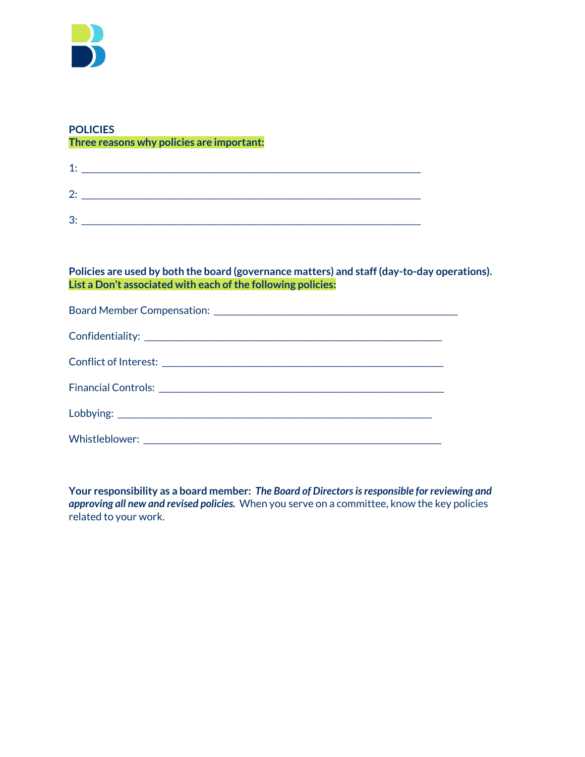**POLICIES**

**Three reasons why policies are important:**

1: ______________________________________________________________

2: ______________________________________________________________

3: ______________________________________________________________

**Policies are used by both the board (governance matters) and staff (day-to-day operations).**
**List a Don't associated with each of the following policies:**

Board Member Compensation: ____________________________________________

Confidentiality: ______________________________________________________

Conflict of Interest: _________________________________________________

Financial Controls: ___________________________________________________

Lobbying: _____________________________________________________________

Whistleblower: ________________________________________________________

**Your responsibility as a board member:** ***The Board of Directors is responsible for reviewing and approving all new and revised policies.*** When you serve on a committee, know the key policies related to your work.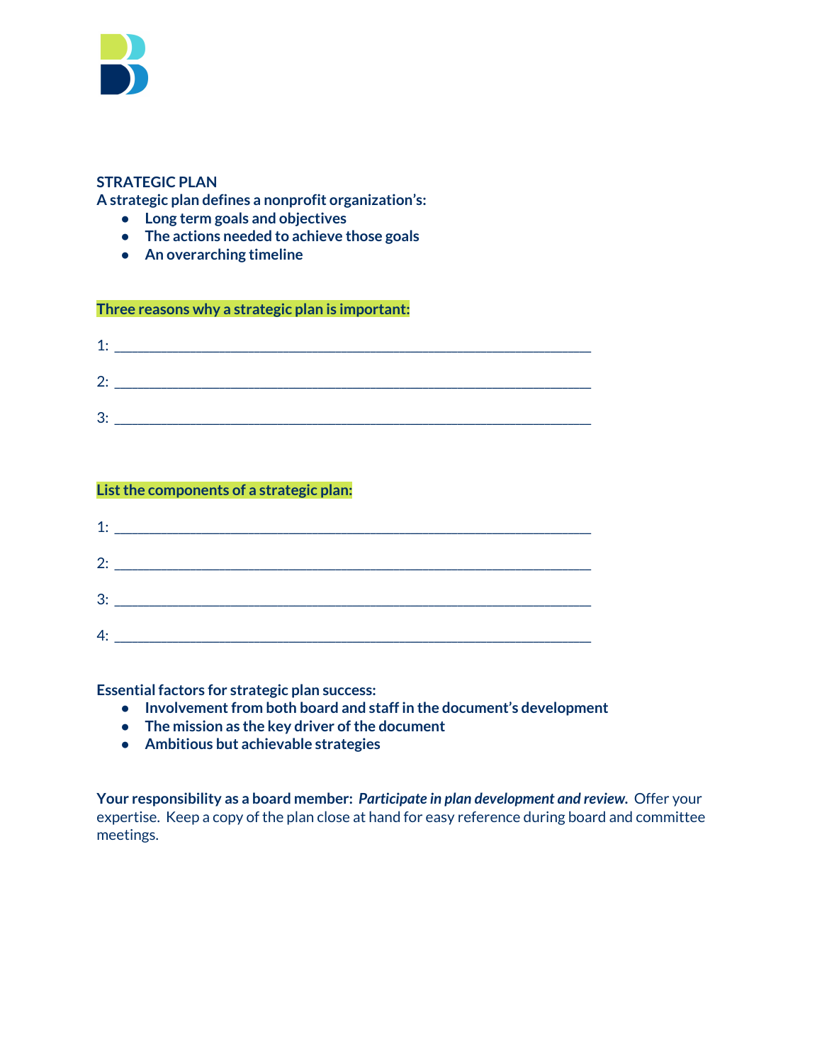**STRATEGIC PLAN**
**A strategic plan defines a nonprofit organization's:**

- **Long term goals and objectives**
- **The actions needed to achieve those goals**
- **An overarching timeline**

**Three reasons why a strategic plan is important:**

1: ________________________________________________________________

2: ________________________________________________________________

3: ________________________________________________________________

**List the components of a strategic plan:**

1: ________________________________________________________________

2: ________________________________________________________________

3: ________________________________________________________________

4: ________________________________________________________________

**Essential factors for strategic plan success:**

- **Involvement from both board and staff in the document's development**
- **The mission as the key driver of the document**
- **Ambitious but achievable strategies**

**Your responsibility as a board member:** ***Participate in plan development and review.*** Offer your expertise. Keep a copy of the plan close at hand for easy reference during board and committee meetings.